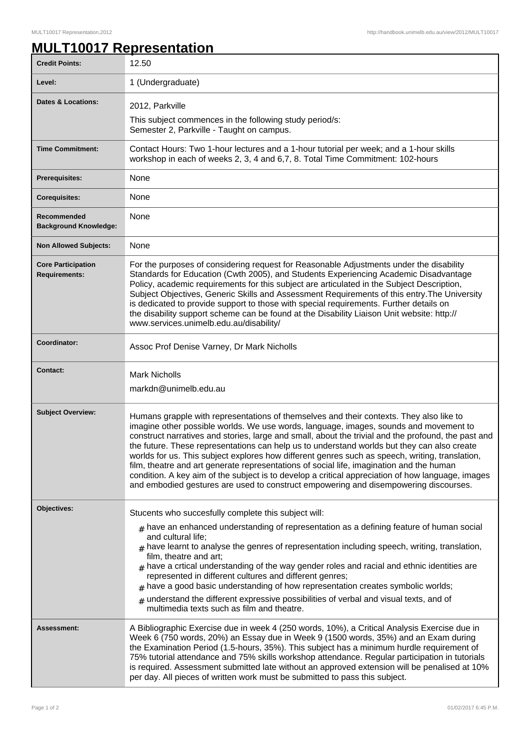# MULT10017 Representation

| | |
|---|---|
| **Credit Points:** | 12.50 |
| **Level:** | 1 (Undergraduate) |
| **Dates & Locations:** | 2012, Parkville<br>This subject commences in the following study period/s:<br>Semester 2, Parkville - Taught on campus. |
| **Time Commitment:** | Contact Hours: Two 1-hour lectures and a 1-hour tutorial per week; and a 1-hour skills workshop in each of weeks 2, 3, 4 and 6,7, 8. Total Time Commitment: 102-hours |
| **Prerequisites:** | None |
| **Corequisites:** | None |
| **Recommended Background Knowledge:** | None |
| **Non Allowed Subjects:** | None |
| **Core Participation Requirements:** | For the purposes of considering request for Reasonable Adjustments under the disability Standards for Education (Cwth 2005), and Students Experiencing Academic Disadvantage Policy, academic requirements for this subject are articulated in the Subject Description, Subject Objectives, Generic Skills and Assessment Requirements of this entry.The University is dedicated to provide support to those with special requirements. Further details on the disability support scheme can be found at the Disability Liaison Unit website: http://www.services.unimelb.edu.au/disability/ |
| **Coordinator:** | Assoc Prof Denise Varney, Dr Mark Nicholls |
| **Contact:** | Mark Nicholls<br>markdn@unimelb.edu.au |
| **Subject Overview:** | Humans grapple with representations of themselves and their contexts. They also like to imagine other possible worlds. We use words, language, images, sounds and movement to construct narratives and stories, large and small, about the trivial and the profound, the past and the future. These representations can help us to understand worlds but they can also create worlds for us. This subject explores how different genres such as speech, writing, translation, film, theatre and art generate representations of social life, imagination and the human condition. A key aim of the subject is to develop a critical appreciation of how language, images and embodied gestures are used to construct empowering and disempowering discourses. |
| **Objectives:** | Stucents who succesfully complete this subject will:<br># have an enhanced understanding of representation as a defining feature of human social and cultural life;<br># have learnt to analyse the genres of representation including speech, writing, translation, film, theatre and art;<br># have a crtical understanding of the way gender roles and racial and ethnic identities are represented in different cultures and different genres;<br># have a good basic understanding of how representation creates symbolic worlds;<br># understand the different expressive possibilities of verbal and visual texts, and of multimedia texts such as film and theatre. |
| **Assessment:** | A Bibliographic Exercise due in week 4 (250 words, 10%), a Critical Analysis Exercise due in Week 6 (750 words, 20%) an Essay due in Week 9 (1500 words, 35%) and an Exam during the Examination Period (1.5-hours, 35%). This subject has a minimum hurdle requirement of 75% tutorial attendance and 75% skills workshop attendance. Regular participation in tutorials is required. Assessment submitted late without an approved extension will be penalised at 10% per day. All pieces of written work must be submitted to pass this subject. |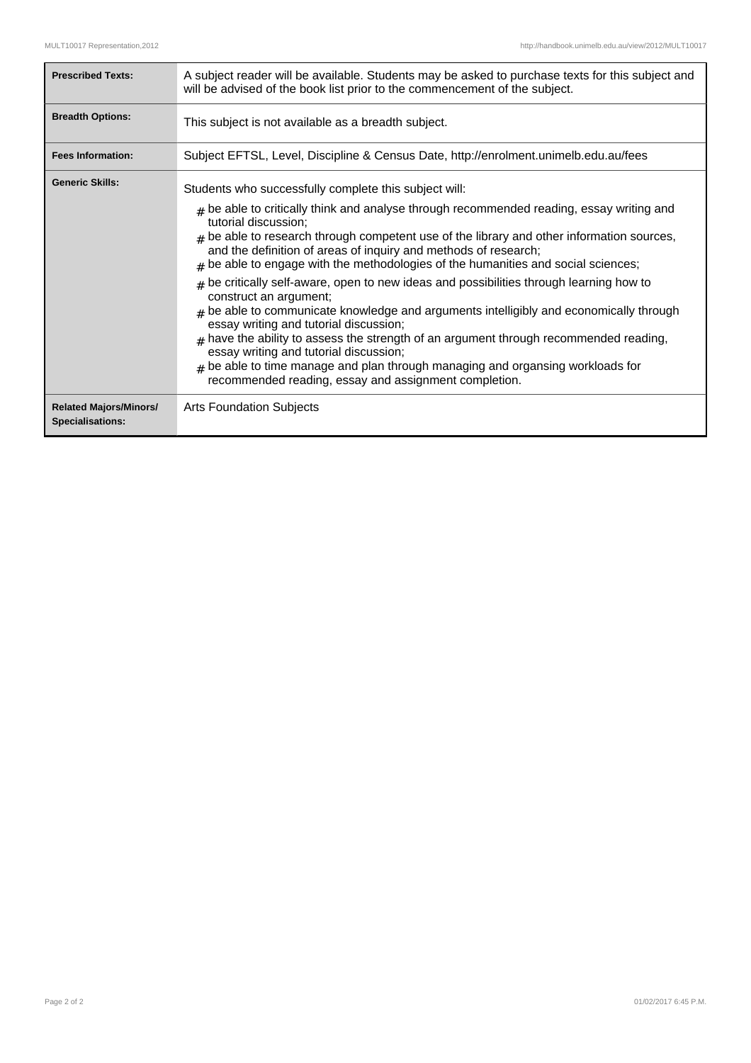| | |
|---|---|
| **Prescribed Texts:** | A subject reader will be available. Students may be asked to purchase texts for this subject and will be advised of the book list prior to the commencement of the subject. |
| **Breadth Options:** | This subject is not available as a breadth subject. |
| **Fees Information:** | Subject EFTSL, Level, Discipline & Census Date, http://enrolment.unimelb.edu.au/fees |
| **Generic Skills:** | Students who successfully complete this subject will:<br># be able to critically think and analyse through recommended reading, essay writing and tutorial discussion;<br># be able to research through competent use of the library and other information sources, and the definition of areas of inquiry and methods of research;<br># be able to engage with the methodologies of the humanities and social sciences;<br># be critically self-aware, open to new ideas and possibilities through learning how to construct an argument;<br># be able to communicate knowledge and arguments intelligibly and economically through essay writing and tutorial discussion;<br># have the ability to assess the strength of an argument through recommended reading, essay writing and tutorial discussion;<br># be able to time manage and plan through managing and organsing workloads for recommended reading, essay and assignment completion. |
| **Related Majors/Minors/ Specialisations:** | Arts Foundation Subjects |